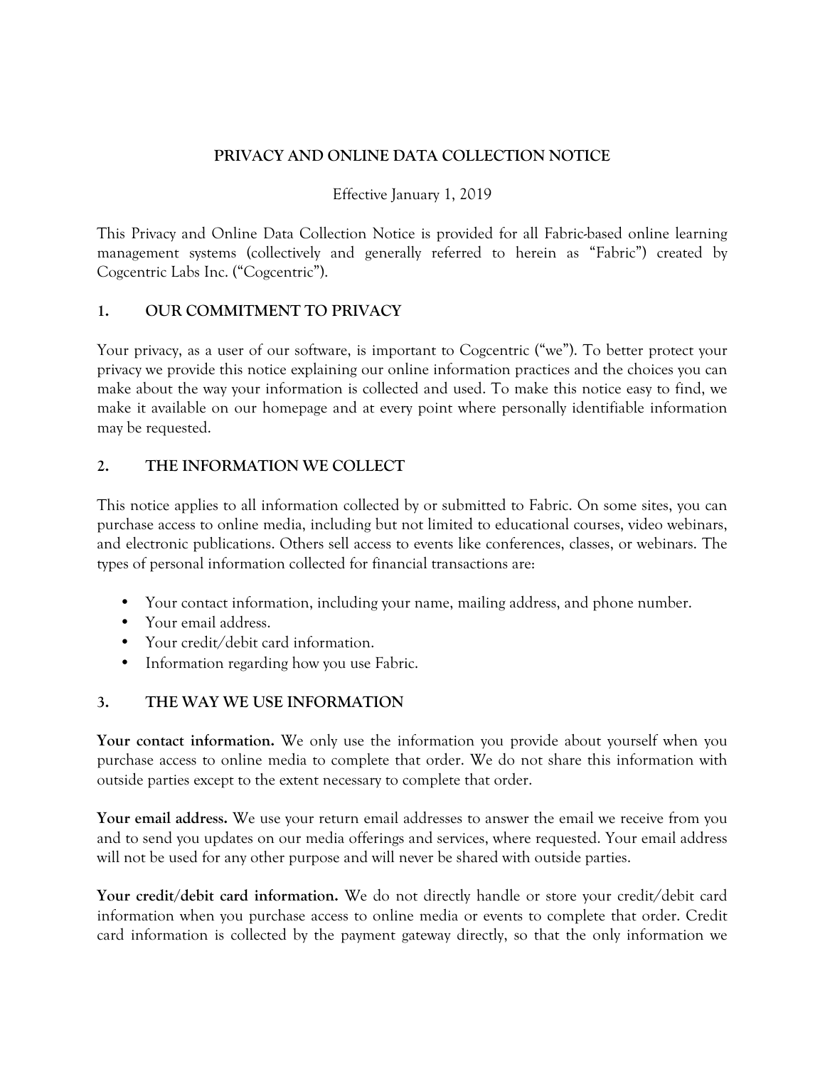# PRIVACY AND ONLINE DATA COLLECTION NOTICE

Effective January 1, 2019

This Privacy and Online Data Collection Notice is provided for all Fabric-based online learning management systems (collectively and generally referred to herein as "Fabric") created by Cogcentric Labs Inc. ("Cogcentric").

## 1. OUR COMMITMENT TO PRIVACY

Your privacy, as a user of our software, is important to Cogcentric ("we"). To better protect your privacy we provide this notice explaining our online information practices and the choices you can make about the way your information is collected and used. To make this notice easy to find, we make it available on our homepage and at every point where personally identifiable information may be requested.

## 2. THE INFORMATION WE COLLECT

This notice applies to all information collected by or submitted to Fabric. On some sites, you can purchase access to online media, including but not limited to educational courses, video webinars, and electronic publications. Others sell access to events like conferences, classes, or webinars. The types of personal information collected for financial transactions are:

- Your contact information, including your name, mailing address, and phone number.
- Your email address.
- Your credit/debit card information.
- Information regarding how you use Fabric.

## 3. THE WAY WE USE INFORMATION

**Your contact information.** We only use the information you provide about yourself when you purchase access to online media to complete that order. We do not share this information with outside parties except to the extent necessary to complete that order.

**Your email address.** We use your return email addresses to answer the email we receive from you and to send you updates on our media offerings and services, where requested. Your email address will not be used for any other purpose and will never be shared with outside parties.

**Your credit/debit card information.** We do not directly handle or store your credit/debit card information when you purchase access to online media or events to complete that order. Credit card information is collected by the payment gateway directly, so that the only information we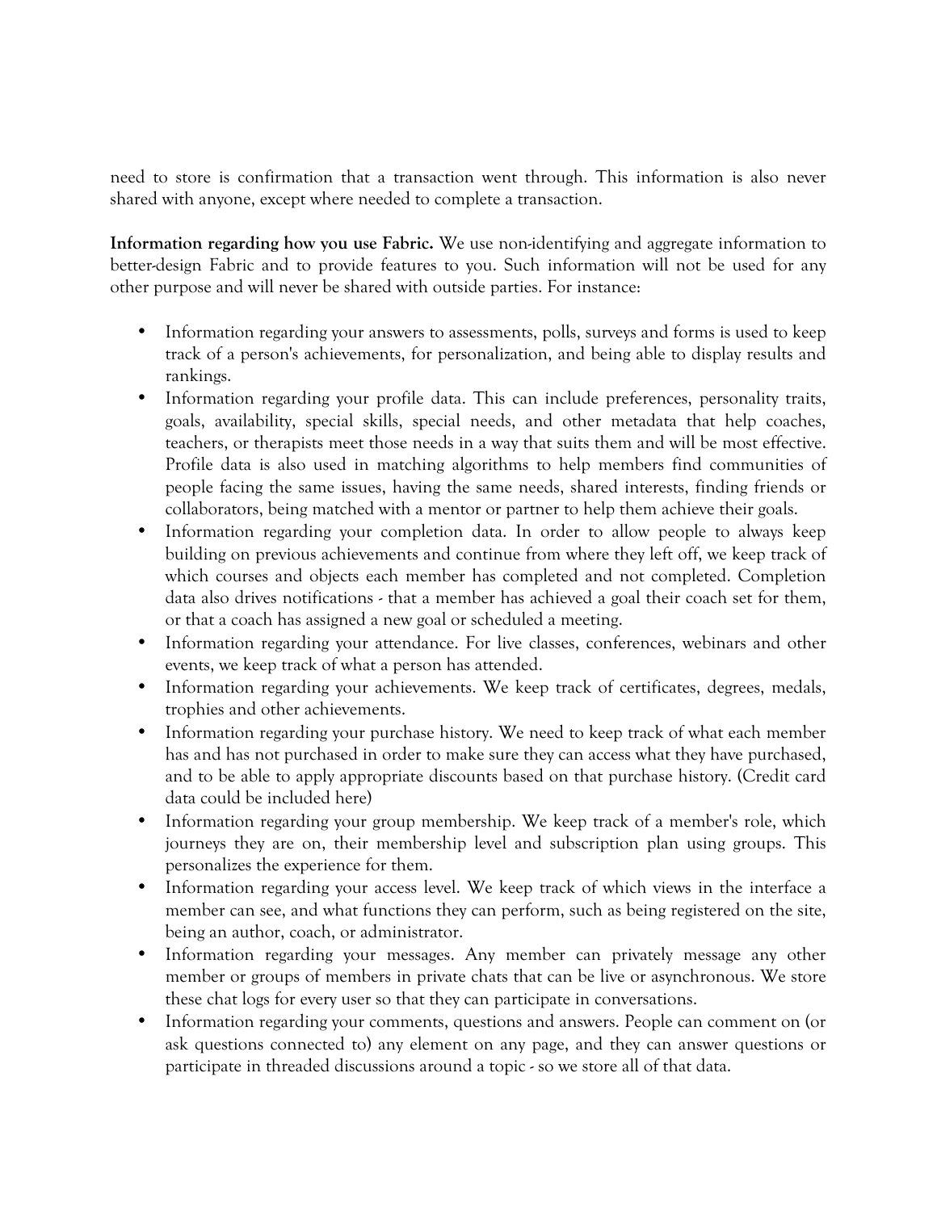need to store is confirmation that a transaction went through. This information is also never shared with anyone, except where needed to complete a transaction.

**Information regarding how you use Fabric.** We use non-identifying and aggregate information to better-design Fabric and to provide features to you. Such information will not be used for any other purpose and will never be shared with outside parties. For instance:

- Information regarding your answers to assessments, polls, surveys and forms is used to keep track of a person's achievements, for personalization, and being able to display results and rankings.
- Information regarding your profile data. This can include preferences, personality traits, goals, availability, special skills, special needs, and other metadata that help coaches, teachers, or therapists meet those needs in a way that suits them and will be most effective. Profile data is also used in matching algorithms to help members find communities of people facing the same issues, having the same needs, shared interests, finding friends or collaborators, being matched with a mentor or partner to help them achieve their goals.
- Information regarding your completion data. In order to allow people to always keep building on previous achievements and continue from where they left off, we keep track of which courses and objects each member has completed and not completed. Completion data also drives notifications - that a member has achieved a goal their coach set for them, or that a coach has assigned a new goal or scheduled a meeting.
- Information regarding your attendance. For live classes, conferences, webinars and other events, we keep track of what a person has attended.
- Information regarding your achievements. We keep track of certificates, degrees, medals, trophies and other achievements.
- Information regarding your purchase history. We need to keep track of what each member has and has not purchased in order to make sure they can access what they have purchased, and to be able to apply appropriate discounts based on that purchase history. (Credit card data could be included here)
- Information regarding your group membership. We keep track of a member's role, which journeys they are on, their membership level and subscription plan using groups. This personalizes the experience for them.
- Information regarding your access level. We keep track of which views in the interface a member can see, and what functions they can perform, such as being registered on the site, being an author, coach, or administrator.
- Information regarding your messages. Any member can privately message any other member or groups of members in private chats that can be live or asynchronous. We store these chat logs for every user so that they can participate in conversations.
- Information regarding your comments, questions and answers. People can comment on (or ask questions connected to) any element on any page, and they can answer questions or participate in threaded discussions around a topic - so we store all of that data.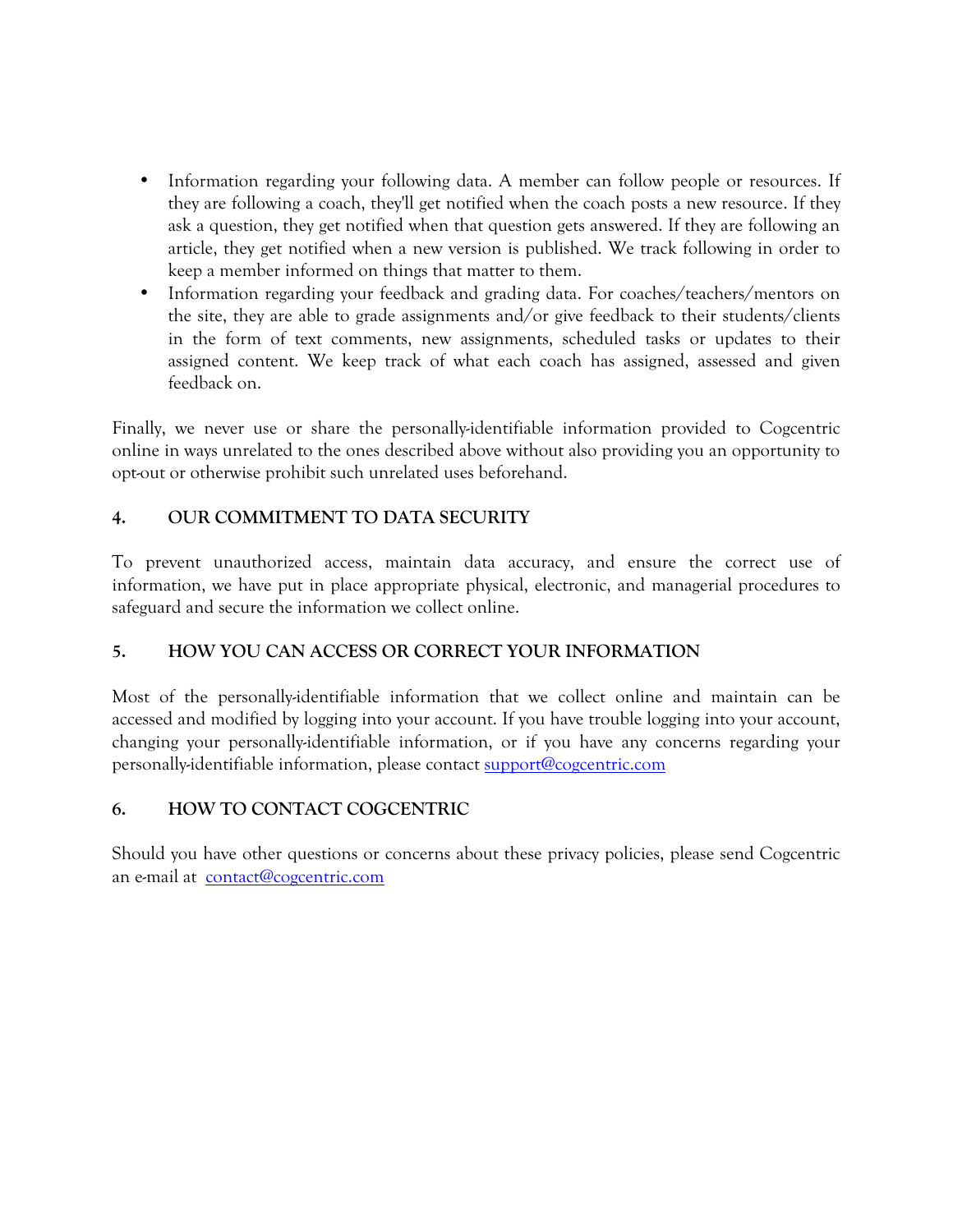- Information regarding your following data. A member can follow people or resources. If they are following a coach, they'll get notified when the coach posts a new resource. If they ask a question, they get notified when that question gets answered. If they are following an article, they get notified when a new version is published. We track following in order to keep a member informed on things that matter to them.
- Information regarding your feedback and grading data. For coaches/teachers/mentors on the site, they are able to grade assignments and/or give feedback to their students/clients in the form of text comments, new assignments, scheduled tasks or updates to their assigned content. We keep track of what each coach has assigned, assessed and given feedback on.

Finally, we never use or share the personally-identifiable information provided to Cogcentric online in ways unrelated to the ones described above without also providing you an opportunity to opt-out or otherwise prohibit such unrelated uses beforehand.

## 4. OUR COMMITMENT TO DATA SECURITY

To prevent unauthorized access, maintain data accuracy, and ensure the correct use of information, we have put in place appropriate physical, electronic, and managerial procedures to safeguard and secure the information we collect online.

## 5. HOW YOU CAN ACCESS OR CORRECT YOUR INFORMATION

Most of the personally-identifiable information that we collect online and maintain can be accessed and modified by logging into your account. If you have trouble logging into your account, changing your personally-identifiable information, or if you have any concerns regarding your personally-identifiable information, please contact support@cogcentric.com

## 6. HOW TO CONTACT COGCENTRIC

Should you have other questions or concerns about these privacy policies, please send Cogcentric an e-mail at contact@cogcentric.com